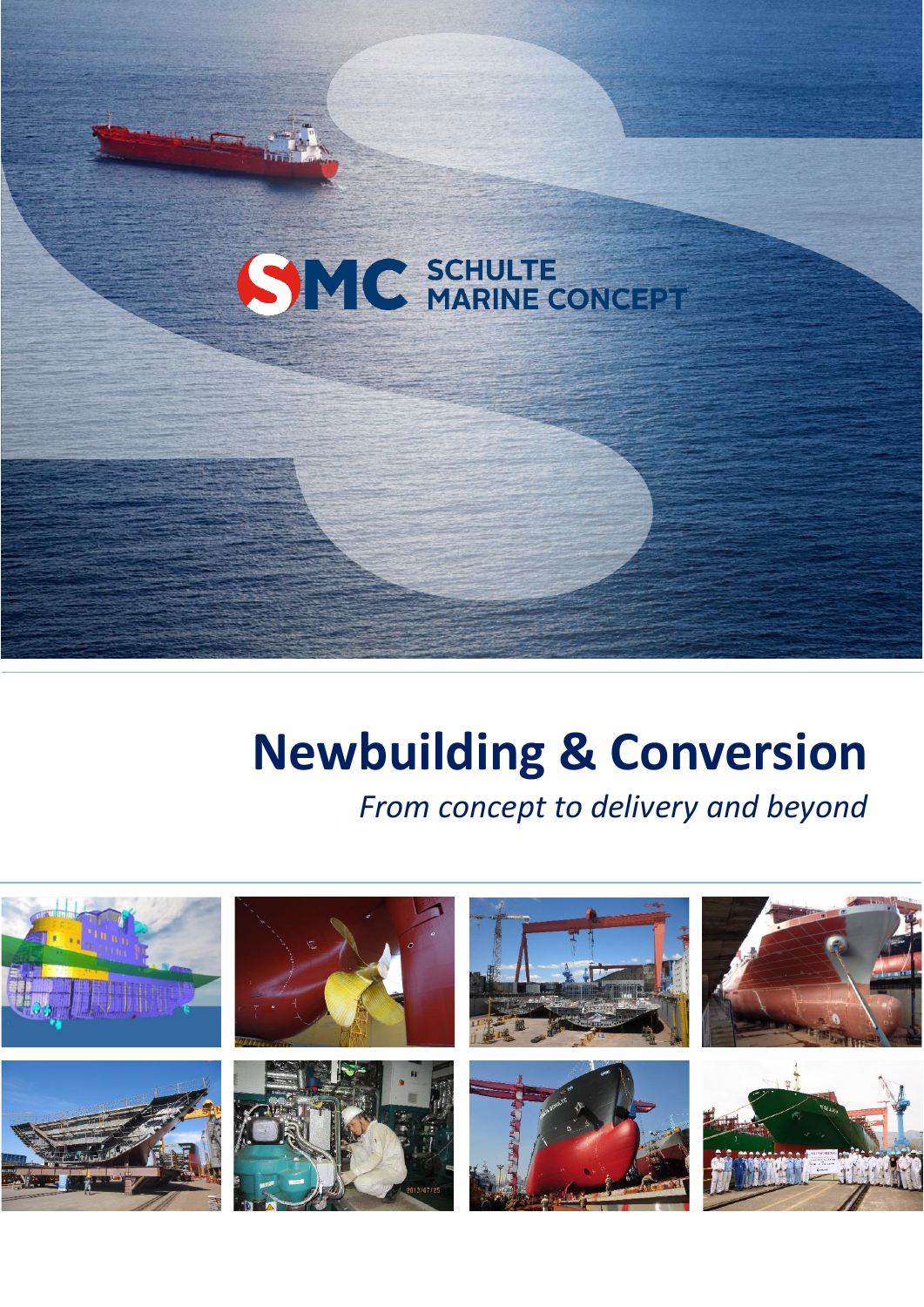SMC SCHULTE MARINE CONCEPT

# Newbuilding & Conversion

*From concept to delivery and beyond*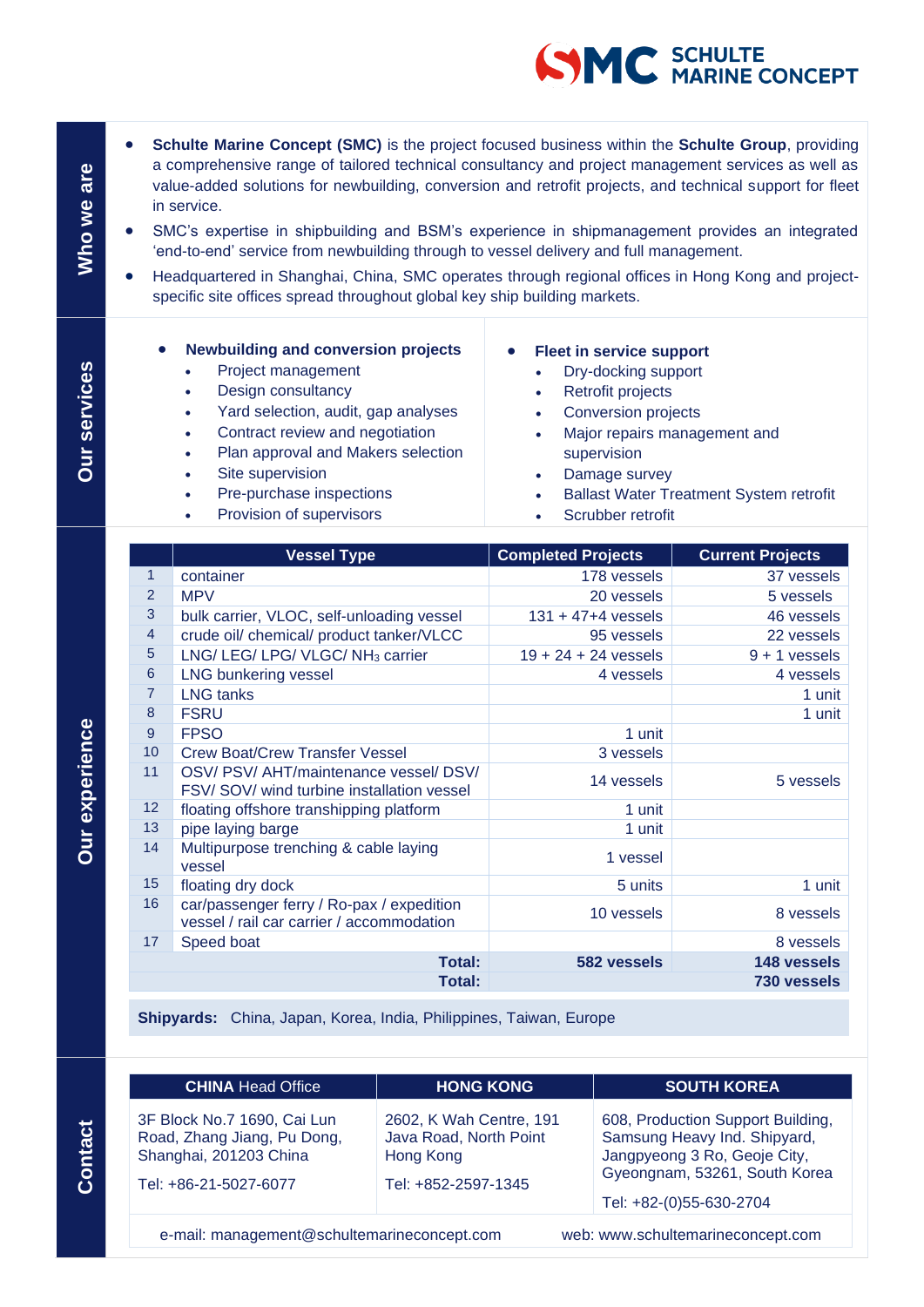SMC SCHULTE MARINE CONCEPT

## Who we are

- **Schulte Marine Concept (SMC)** is the project focused business within the **Schulte Group**, providing a comprehensive range of tailored technical consultancy and project management services as well as value-added solutions for newbuilding, conversion and retrofit projects, and technical support for fleet in service.
- SMC's expertise in shipbuilding and BSM's experience in shipmanagement provides an integrated 'end-to-end' service from newbuilding through to vessel delivery and full management.
- Headquartered in Shanghai, China, SMC operates through regional offices in Hong Kong and project-specific site offices spread throughout global key ship building markets.

## Our services

- **Newbuilding and conversion projects**
  - Project management
  - Design consultancy
  - Yard selection, audit, gap analyses
  - Contract review and negotiation
  - Plan approval and Makers selection
  - Site supervision
  - Pre-purchase inspections
  - Provision of supervisors
- **Fleet in service support**
  - Dry-docking support
  - Retrofit projects
  - Conversion projects
  - Major repairs management and supervision
  - Damage survey
  - Ballast Water Treatment System retrofit
  - Scrubber retrofit

## Our experience

| | Vessel Type | Completed Projects | Current Projects |
|---|---|---|---|
| 1 | container | 178 vessels | 37 vessels |
| 2 | MPV | 20 vessels | 5 vessels |
| 3 | bulk carrier, VLOC, self-unloading vessel | 131 + 47+4 vessels | 46 vessels |
| 4 | crude oil/ chemical/ product tanker/VLCC | 95 vessels | 22 vessels |
| 5 | LNG/ LEG/ LPG/ VLGC/ $NH_3$ carrier | 19 + 24 + 24 vessels | 9 + 1 vessels |
| 6 | LNG bunkering vessel | 4 vessels | 4 vessels |
| 7 | LNG tanks | | 1 unit |
| 8 | FSRU | | 1 unit |
| 9 | FPSO | 1 unit | |
| 10 | Crew Boat/Crew Transfer Vessel | 3 vessels | |
| 11 | OSV/ PSV/ AHT/maintenance vessel/ DSV/ FSV/ SOV/ wind turbine installation vessel | 14 vessels | 5 vessels |
| 12 | floating offshore transhipping platform | 1 unit | |
| 13 | pipe laying barge | 1 unit | |
| 14 | Multipurpose trenching & cable laying vessel | 1 vessel | |
| 15 | floating dry dock | 5 units | 1 unit |
| 16 | car/passenger ferry / Ro-pax / expedition vessel / rail car carrier / accommodation | 10 vessels | 8 vessels |
| 17 | Speed boat | | 8 vessels |
| | **Total:** | **582 vessels** | **148 vessels** |
| | **Total:** | | **730 vessels** |

**Shipyards:** China, Japan, Korea, India, Philippines, Taiwan, Europe

## Contact

| **CHINA** Head Office | **HONG KONG** | **SOUTH KOREA** |
|---|---|---|
| 3F Block No.7 1690, Cai Lun Road, Zhang Jiang, Pu Dong, Shanghai, 201203 China<br>Tel: +86-21-5027-6077 | 2602, K Wah Centre, 191 Java Road, North Point Hong Kong<br>Tel: +852-2597-1345 | 608, Production Support Building, Samsung Heavy Ind. Shipyard, Jangpyeong 3 Ro, Geoje City, Gyeongnam, 53261, South Korea<br>Tel: +82-(0)55-630-2704 |

e-mail: management@schultemarineconcept.com web: www.schultemarineconcept.com